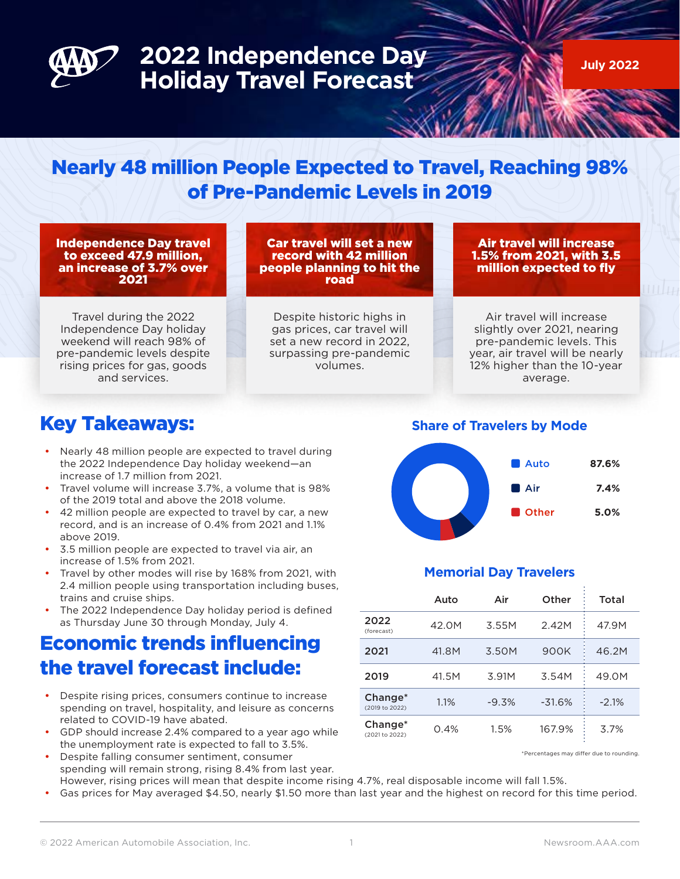# 2022 Independence Day Holiday Travel Forecast

July 2022

## Nearly 48 million People Expected to Travel, Reaching 98% of Pre-Pandemic Levels in 2019

### Independence Day travel to exceed 47.9 million, an increase of 3.7% over 2021

Travel during the 2022 Independence Day holiday weekend will reach 98% of pre-pandemic levels despite rising prices for gas, goods and services.

### Car travel will set a new record with 42 million people planning to hit the road

Despite historic highs in gas prices, car travel will set a new record in 2022, surpassing pre-pandemic volumes.

### Air travel will increase 1.5% from 2021, with 3.5 million expected to fly

Air travel will increase slightly over 2021, nearing pre-pandemic levels. This year, air travel will be nearly 12% higher than the 10-year average.

## Key Takeaways:

- Nearly 48 million people are expected to travel during the 2022 Independence Day holiday weekend—an increase of 1.7 million from 2021.
- Travel volume will increase 3.7%, a volume that is 98% of the 2019 total and above the 2018 volume.
- 42 million people are expected to travel by car, a new record, and is an increase of 0.4% from 2021 and 1.1% above 2019.
- 3.5 million people are expected to travel via air, an increase of 1.5% from 2021.
- Travel by other modes will rise by 168% from 2021, with 2.4 million people using transportation including buses, trains and cruise ships.
- The 2022 Independence Day holiday period is defined as Thursday June 30 through Monday, July 4.

### Share of Travelers by Mode

| Mode | Share |
|---|---|
| Auto | 87.6% |
| Air | 7.4% |
| Other | 5.0% |

### Memorial Day Travelers

| | Auto | Air | Other | Total |
|---|---|---|---|---|
| 2022 (forecast) | 42.0M | 3.55M | 2.42M | 47.9M |
| 2021 | 41.8M | 3.50M | 900K | 46.2M |
| 2019 | 41.5M | 3.91M | 3.54M | 49.0M |
| Change* (2019 to 2022) | 1.1% | -9.3% | -31.6% | -2.1% |
| Change* (2021 to 2022) | 0.4% | 1.5% | 167.9% | 3.7% |

*Percentages may differ due to rounding.

## Economic trends influencing the travel forecast include:

- Despite rising prices, consumers continue to increase spending on travel, hospitality, and leisure as concerns related to COVID-19 have abated.
- GDP should increase 2.4% compared to a year ago while the unemployment rate is expected to fall to 3.5%.
- Despite falling consumer sentiment, consumer spending will remain strong, rising 8.4% from last year. However, rising prices will mean that despite income rising 4.7%, real disposable income will fall 1.5%.
- Gas prices for May averaged $4.50, nearly $1.50 more than last year and the highest on record for this time period.

© 2022 American Automobile Association, Inc. Newsroom.AAA.com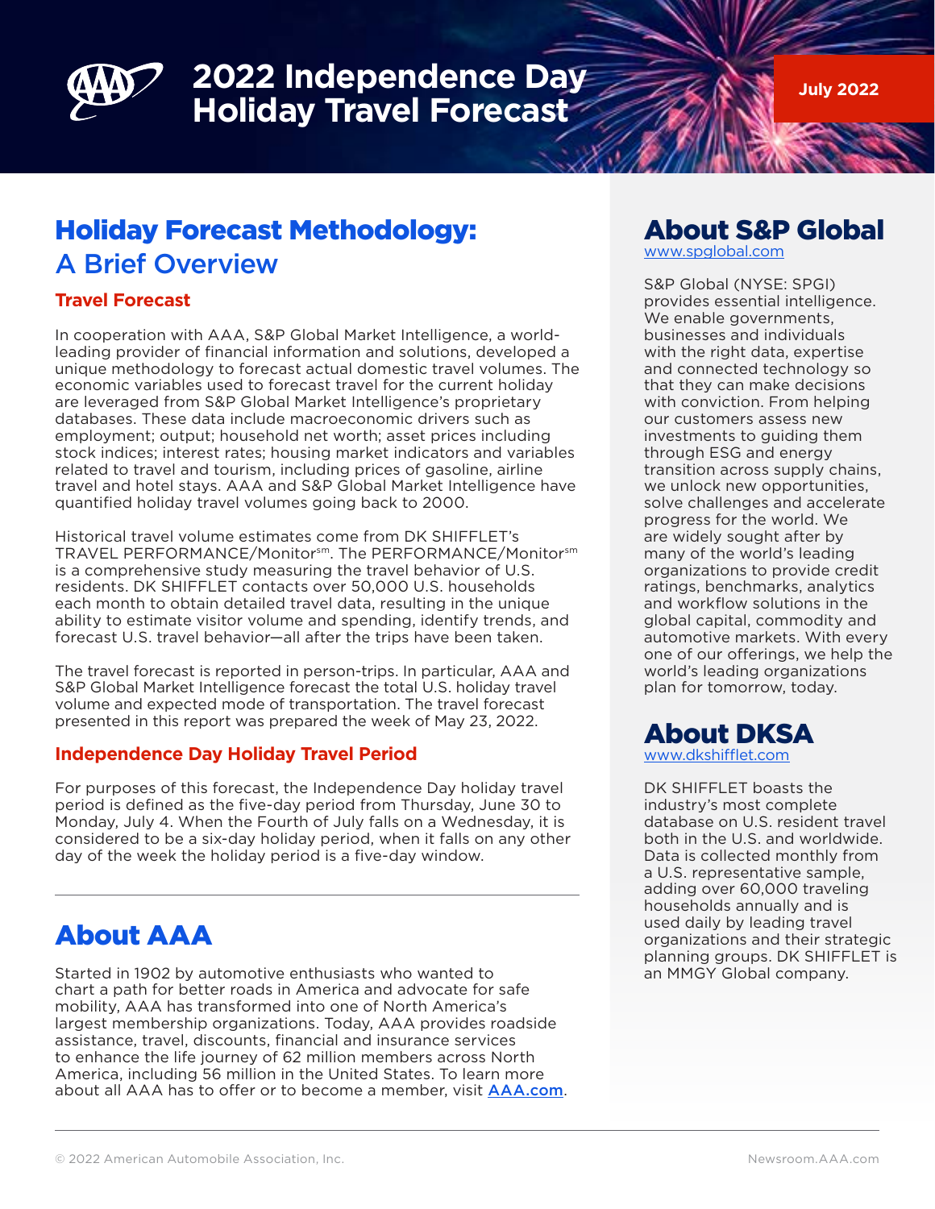# 2022 Independence Day Holiday Travel Forecast

July 2022

## Holiday Forecast Methodology: A Brief Overview

### Travel Forecast

In cooperation with AAA, S&P Global Market Intelligence, a world-leading provider of financial information and solutions, developed a unique methodology to forecast actual domestic travel volumes. The economic variables used to forecast travel for the current holiday are leveraged from S&P Global Market Intelligence's proprietary databases. These data include macroeconomic drivers such as employment; output; household net worth; asset prices including stock indices; interest rates; housing market indicators and variables related to travel and tourism, including prices of gasoline, airline travel and hotel stays. AAA and S&P Global Market Intelligence have quantified holiday travel volumes going back to 2000.

Historical travel volume estimates come from DK SHIFFLET's TRAVEL PERFORMANCE/Monitor[sm]. The PERFORMANCE/Monitor[sm] is a comprehensive study measuring the travel behavior of U.S. residents. DK SHIFFLET contacts over 50,000 U.S. households each month to obtain detailed travel data, resulting in the unique ability to estimate visitor volume and spending, identify trends, and forecast U.S. travel behavior—all after the trips have been taken.

The travel forecast is reported in person-trips. In particular, AAA and S&P Global Market Intelligence forecast the total U.S. holiday travel volume and expected mode of transportation. The travel forecast presented in this report was prepared the week of May 23, 2022.

### Independence Day Holiday Travel Period

For purposes of this forecast, the Independence Day holiday travel period is defined as the five-day period from Thursday, June 30 to Monday, July 4. When the Fourth of July falls on a Wednesday, it is considered to be a six-day holiday period, when it falls on any other day of the week the holiday period is a five-day window.

---

## About AAA

Started in 1902 by automotive enthusiasts who wanted to chart a path for better roads in America and advocate for safe mobility, AAA has transformed into one of North America's largest membership organizations. Today, AAA provides roadside assistance, travel, discounts, financial and insurance services to enhance the life journey of 62 million members across North America, including 56 million in the United States. To learn more about all AAA has to offer or to become a member, visit **AAA.com**.

## About S&P Global

www.spglobal.com

S&P Global (NYSE: SPGI) provides essential intelligence. We enable governments, businesses and individuals with the right data, expertise and connected technology so that they can make decisions with conviction. From helping our customers assess new investments to guiding them through ESG and energy transition across supply chains, we unlock new opportunities, solve challenges and accelerate progress for the world. We are widely sought after by many of the world's leading organizations to provide credit ratings, benchmarks, analytics and workflow solutions in the global capital, commodity and automotive markets. With every one of our offerings, we help the world's leading organizations plan for tomorrow, today.

## About DKSA

www.dkshifflet.com

DK SHIFFLET boasts the industry's most complete database on U.S. resident travel both in the U.S. and worldwide. Data is collected monthly from a U.S. representative sample, adding over 60,000 traveling households annually and is used daily by leading travel organizations and their strategic planning groups. DK SHIFFLET is an MMGY Global company.

© 2022 American Automobile Association, Inc.

Newsroom.AAA.com